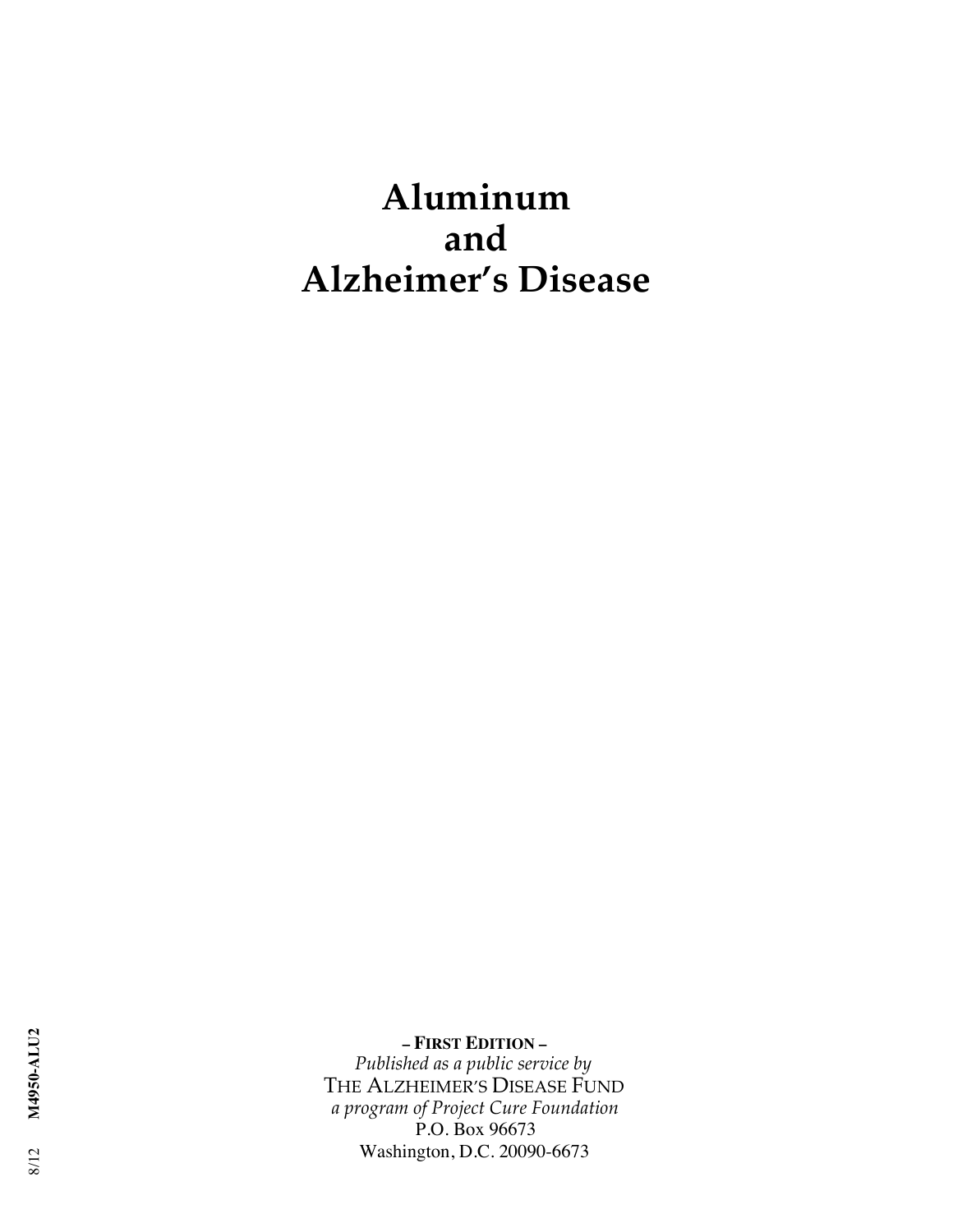# Aluminum and Alzheimer's Disease

– **First Edition** –

*Published as a public service by*

The Alzheimer's Disease Fund

*a program of Project Cure Foundation*

P.O. Box 96673

Washington, D.C. 20090-6673

8/12 **M4950-ALU2**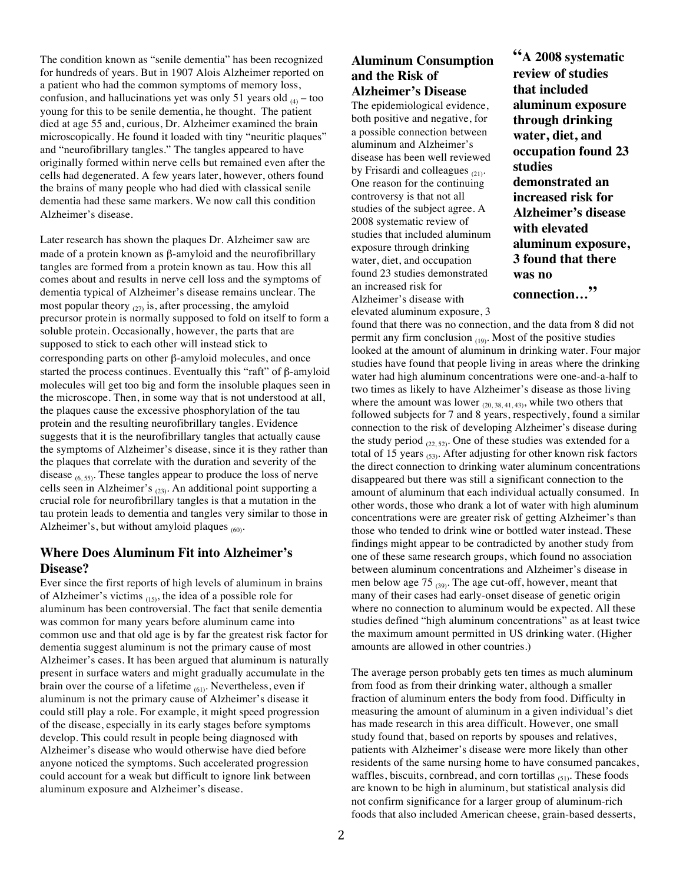The condition known as "senile dementia" has been recognized for hundreds of years. But in 1907 Alois Alzheimer reported on a patient who had the common symptoms of memory loss, confusion, and hallucinations yet was only 51 years old [4] – too young for this to be senile dementia, he thought. The patient died at age 55 and, curious, Dr. Alzheimer examined the brain microscopically. He found it loaded with tiny "neuritic plaques" and "neurofibrillary tangles." The tangles appeared to have originally formed within nerve cells but remained even after the cells had degenerated. A few years later, however, others found the brains of many people who had died with classical senile dementia had these same markers. We now call this condition Alzheimer's disease.

Later research has shown the plaques Dr. Alzheimer saw are made of a protein known as β-amyloid and the neurofibrillary tangles are formed from a protein known as tau. How this all comes about and results in nerve cell loss and the symptoms of dementia typical of Alzheimer's disease remains unclear. The most popular theory [27] is, after processing, the amyloid precursor protein is normally supposed to fold on itself to form a soluble protein. Occasionally, however, the parts that are supposed to stick to each other will instead stick to corresponding parts on other β-amyloid molecules, and once started the process continues. Eventually this "raft" of β-amyloid molecules will get too big and form the insoluble plaques seen in the microscope. Then, in some way that is not understood at all, the plaques cause the excessive phosphorylation of the tau protein and the resulting neurofibrillary tangles. Evidence suggests that it is the neurofibrillary tangles that actually cause the symptoms of Alzheimer's disease, since it is they rather than the plaques that correlate with the duration and severity of the disease [6, 55]. These tangles appear to produce the loss of nerve cells seen in Alzheimer's [23]. An additional point supporting a crucial role for neurofibrillary tangles is that a mutation in the tau protein leads to dementia and tangles very similar to those in Alzheimer's, but without amyloid plaques [60].

## Where Does Aluminum Fit into Alzheimer's Disease?

Ever since the first reports of high levels of aluminum in brains of Alzheimer's victims [15], the idea of a possible role for aluminum has been controversial. The fact that senile dementia was common for many years before aluminum came into common use and that old age is by far the greatest risk factor for dementia suggest aluminum is not the primary cause of most Alzheimer's cases. It has been argued that aluminum is naturally present in surface waters and might gradually accumulate in the brain over the course of a lifetime [61]. Nevertheless, even if aluminum is not the primary cause of Alzheimer's disease it could still play a role. For example, it might speed progression of the disease, especially in its early stages before symptoms develop. This could result in people being diagnosed with Alzheimer's disease who would otherwise have died before anyone noticed the symptoms. Such accelerated progression could account for a weak but difficult to ignore link between aluminum exposure and Alzheimer's disease.

## Aluminum Consumption and the Risk of Alzheimer's Disease

The epidemiological evidence, both positive and negative, for a possible connection between aluminum and Alzheimer's disease has been well reviewed by Frisardi and colleagues [21]. One reason for the continuing controversy is that not all studies of the subject agree. A 2008 systematic review of studies that included aluminum exposure through drinking water, diet, and occupation found 23 studies demonstrated an increased risk for Alzheimer's disease with elevated aluminum exposure, 3 found that there was no connection, and the data from 8 did not permit any firm conclusion [19]. Most of the positive studies looked at the amount of aluminum in drinking water. Four major studies have found that people living in areas where the drinking water had high aluminum concentrations were one-and-a-half to two times as likely to have Alzheimer's disease as those living where the amount was lower [20, 38, 41, 43], while two others that followed subjects for 7 and 8 years, respectively, found a similar connection to the risk of developing Alzheimer's disease during the study period [22, 52]. One of these studies was extended for a total of 15 years [53]. After adjusting for other known risk factors the direct connection to drinking water aluminum concentrations disappeared but there was still a significant connection to the amount of aluminum that each individual actually consumed. In other words, those who drank a lot of water with high aluminum concentrations were are greater risk of getting Alzheimer's than those who tended to drink wine or bottled water instead. These findings might appear to be contradicted by another study from one of these same research groups, which found no association between aluminum concentrations and Alzheimer's disease in men below age 75 [39]. The age cut-off, however, meant that many of their cases had early-onset disease of genetic origin where no connection to aluminum would be expected. All these studies defined "high aluminum concentrations" as at least twice the maximum amount permitted in US drinking water. (Higher amounts are allowed in other countries.)

> **"A 2008 systematic review of studies that included aluminum exposure through drinking water, diet, and occupation found 23 studies demonstrated an increased risk for Alzheimer's disease with elevated aluminum exposure, 3 found that there was no connection…"**

The average person probably gets ten times as much aluminum from food as from their drinking water, although a smaller fraction of aluminum enters the body from food. Difficulty in measuring the amount of aluminum in a given individual's diet has made research in this area difficult. However, one small study found that, based on reports by spouses and relatives, patients with Alzheimer's disease were more likely than other residents of the same nursing home to have consumed pancakes, waffles, biscuits, cornbread, and corn tortillas [51]. These foods are known to be high in aluminum, but statistical analysis did not confirm significance for a larger group of aluminum-rich foods that also included American cheese, grain-based desserts,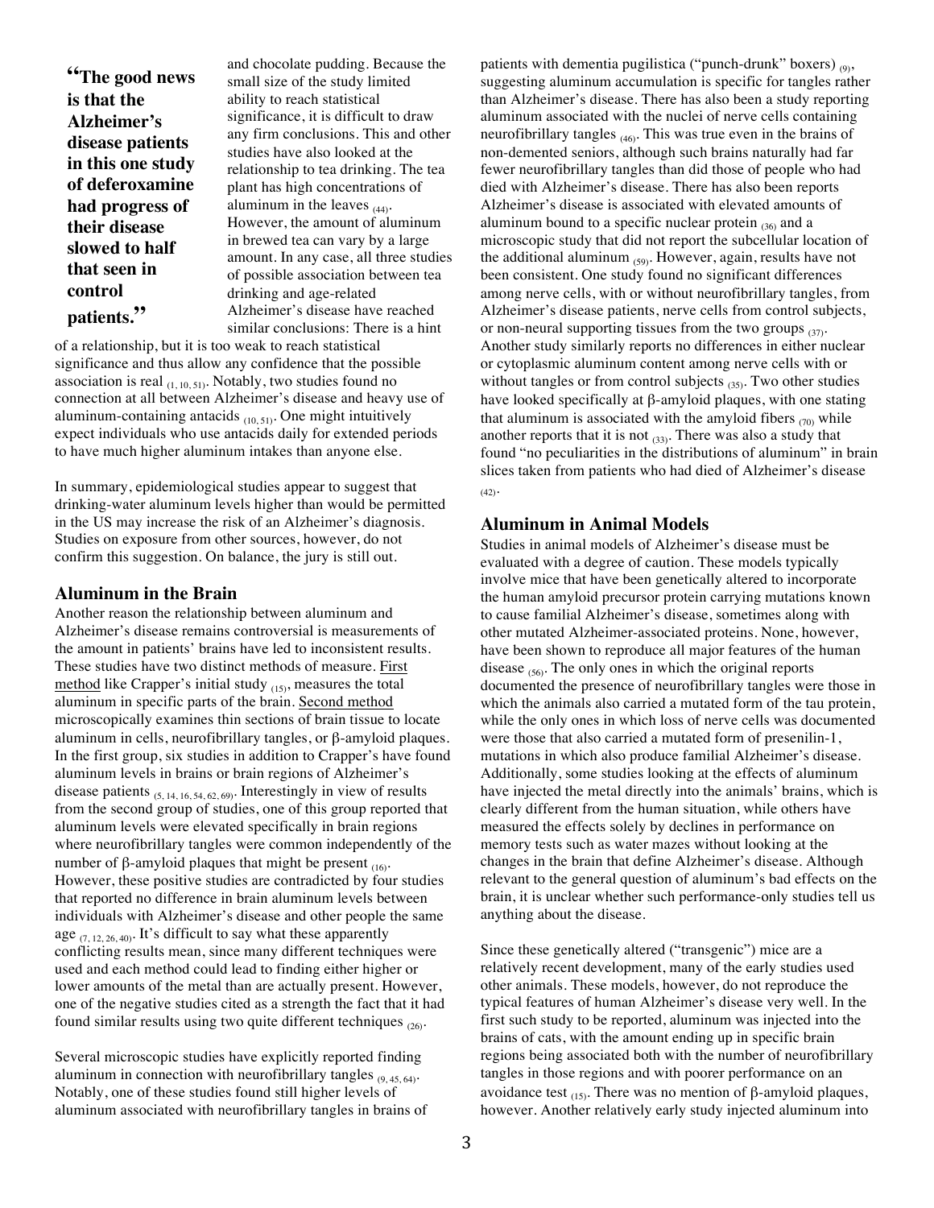**"The good news is that the Alzheimer's disease patients in this one study of deferoxamine had progress of their disease slowed to half that seen in control patients."**

and chocolate pudding. Because the small size of the study limited ability to reach statistical significance, it is difficult to draw any firm conclusions. This and other studies have also looked at the relationship to tea drinking. The tea plant has high concentrations of aluminum in the leaves (44). However, the amount of aluminum in brewed tea can vary by a large amount. In any case, all three studies of possible association between tea drinking and age-related Alzheimer's disease have reached similar conclusions: There is a hint of a relationship, but it is too weak to reach statistical significance and thus allow any confidence that the possible association is real (1, 10, 51). Notably, two studies found no connection at all between Alzheimer's disease and heavy use of aluminum-containing antacids (10, 51). One might intuitively expect individuals who use antacids daily for extended periods to have much higher aluminum intakes than anyone else.

In summary, epidemiological studies appear to suggest that drinking-water aluminum levels higher than would be permitted in the US may increase the risk of an Alzheimer's diagnosis. Studies on exposure from other sources, however, do not confirm this suggestion. On balance, the jury is still out.

## Aluminum in the Brain

Another reason the relationship between aluminum and Alzheimer's disease remains controversial is measurements of the amount in patients' brains have led to inconsistent results. These studies have two distinct methods of measure. First method like Crapper's initial study (15), measures the total aluminum in specific parts of the brain. Second method microscopically examines thin sections of brain tissue to locate aluminum in cells, neurofibrillary tangles, or β-amyloid plaques. In the first group, six studies in addition to Crapper's have found aluminum levels in brains or brain regions of Alzheimer's disease patients (5, 14, 16, 54, 62, 69). Interestingly in view of results from the second group of studies, one of this group reported that aluminum levels were elevated specifically in brain regions where neurofibrillary tangles were common independently of the number of β-amyloid plaques that might be present (16). However, these positive studies are contradicted by four studies that reported no difference in brain aluminum levels between individuals with Alzheimer's disease and other people the same age (7, 12, 26, 40). It's difficult to say what these apparently conflicting results mean, since many different techniques were used and each method could lead to finding either higher or lower amounts of the metal than are actually present. However, one of the negative studies cited as a strength the fact that it had found similar results using two quite different techniques (26).

Several microscopic studies have explicitly reported finding aluminum in connection with neurofibrillary tangles (9, 45, 64). Notably, one of these studies found still higher levels of aluminum associated with neurofibrillary tangles in brains of patients with dementia pugilistica ("punch-drunk" boxers) (9), suggesting aluminum accumulation is specific for tangles rather than Alzheimer's disease. There has also been a study reporting aluminum associated with the nuclei of nerve cells containing neurofibrillary tangles (46). This was true even in the brains of non-demented seniors, although such brains naturally had far fewer neurofibrillary tangles than did those of people who had died with Alzheimer's disease. There has also been reports Alzheimer's disease is associated with elevated amounts of aluminum bound to a specific nuclear protein (36) and a microscopic study that did not report the subcellular location of the additional aluminum (59). However, again, results have not been consistent. One study found no significant differences among nerve cells, with or without neurofibrillary tangles, from Alzheimer's disease patients, nerve cells from control subjects, or non-neural supporting tissues from the two groups (37). Another study similarly reports no differences in either nuclear or cytoplasmic aluminum content among nerve cells with or without tangles or from control subjects (35). Two other studies have looked specifically at β-amyloid plaques, with one stating that aluminum is associated with the amyloid fibers (70) while another reports that it is not (33). There was also a study that found "no peculiarities in the distributions of aluminum" in brain slices taken from patients who had died of Alzheimer's disease (42).

## Aluminum in Animal Models

Studies in animal models of Alzheimer's disease must be evaluated with a degree of caution. These models typically involve mice that have been genetically altered to incorporate the human amyloid precursor protein carrying mutations known to cause familial Alzheimer's disease, sometimes along with other mutated Alzheimer-associated proteins. None, however, have been shown to reproduce all major features of the human disease (56). The only ones in which the original reports documented the presence of neurofibrillary tangles were those in which the animals also carried a mutated form of the tau protein, while the only ones in which loss of nerve cells was documented were those that also carried a mutated form of presenilin-1, mutations in which also produce familial Alzheimer's disease. Additionally, some studies looking at the effects of aluminum have injected the metal directly into the animals' brains, which is clearly different from the human situation, while others have measured the effects solely by declines in performance on memory tests such as water mazes without looking at the changes in the brain that define Alzheimer's disease. Although relevant to the general question of aluminum's bad effects on the brain, it is unclear whether such performance-only studies tell us anything about the disease.

Since these genetically altered ("transgenic") mice are a relatively recent development, many of the early studies used other animals. These models, however, do not reproduce the typical features of human Alzheimer's disease very well. In the first such study to be reported, aluminum was injected into the brains of cats, with the amount ending up in specific brain regions being associated both with the number of neurofibrillary tangles in those regions and with poorer performance on an avoidance test (15). There was no mention of β-amyloid plaques, however. Another relatively early study injected aluminum into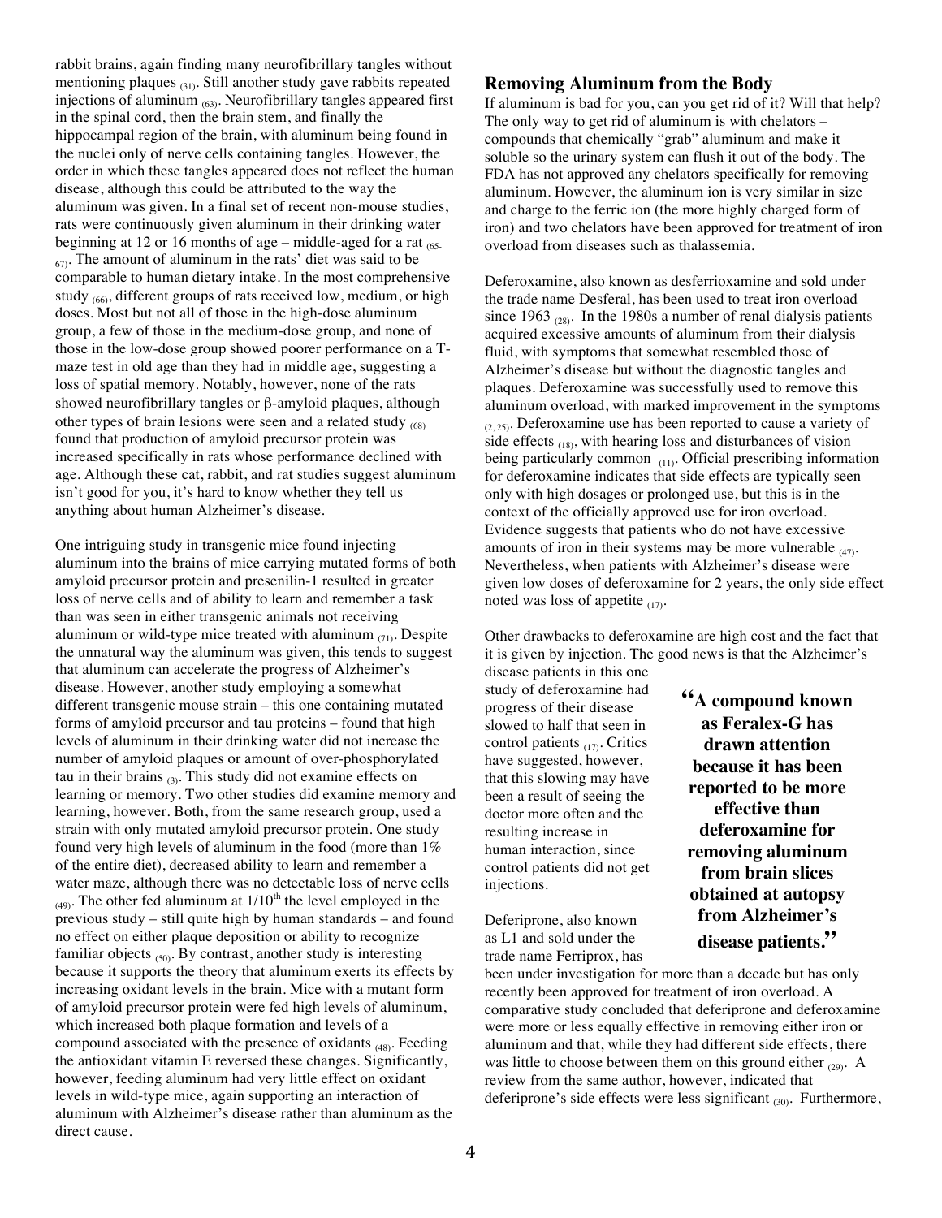rabbit brains, again finding many neurofibrillary tangles without mentioning plaques (31). Still another study gave rabbits repeated injections of aluminum (63). Neurofibrillary tangles appeared first in the spinal cord, then the brain stem, and finally the hippocampal region of the brain, with aluminum being found in the nuclei only of nerve cells containing tangles. However, the order in which these tangles appeared does not reflect the human disease, although this could be attributed to the way the aluminum was given. In a final set of recent non-mouse studies, rats were continuously given aluminum in their drinking water beginning at 12 or 16 months of age – middle-aged for a rat (65-67). The amount of aluminum in the rats' diet was said to be comparable to human dietary intake. In the most comprehensive study (66), different groups of rats received low, medium, or high doses. Most but not all of those in the high-dose aluminum group, a few of those in the medium-dose group, and none of those in the low-dose group showed poorer performance on a T-maze test in old age than they had in middle age, suggesting a loss of spatial memory. Notably, however, none of the rats showed neurofibrillary tangles or β-amyloid plaques, although other types of brain lesions were seen and a related study (68) found that production of amyloid precursor protein was increased specifically in rats whose performance declined with age. Although these cat, rabbit, and rat studies suggest aluminum isn't good for you, it's hard to know whether they tell us anything about human Alzheimer's disease.

One intriguing study in transgenic mice found injecting aluminum into the brains of mice carrying mutated forms of both amyloid precursor protein and presenilin-1 resulted in greater loss of nerve cells and of ability to learn and remember a task than was seen in either transgenic animals not receiving aluminum or wild-type mice treated with aluminum (71). Despite the unnatural way the aluminum was given, this tends to suggest that aluminum can accelerate the progress of Alzheimer's disease. However, another study employing a somewhat different transgenic mouse strain – this one containing mutated forms of amyloid precursor and tau proteins – found that high levels of aluminum in their drinking water did not increase the number of amyloid plaques or amount of over-phosphorylated tau in their brains (3). This study did not examine effects on learning or memory. Two other studies did examine memory and learning, however. Both, from the same research group, used a strain with only mutated amyloid precursor protein. One study found very high levels of aluminum in the food (more than 1% of the entire diet), decreased ability to learn and remember a water maze, although there was no detectable loss of nerve cells (49). The other fed aluminum at 1/10th the level employed in the previous study – still quite high by human standards – and found no effect on either plaque deposition or ability to recognize familiar objects (50). By contrast, another study is interesting because it supports the theory that aluminum exerts its effects by increasing oxidant levels in the brain. Mice with a mutant form of amyloid precursor protein were fed high levels of aluminum, which increased both plaque formation and levels of a compound associated with the presence of oxidants (48). Feeding the antioxidant vitamin E reversed these changes. Significantly, however, feeding aluminum had very little effect on oxidant levels in wild-type mice, again supporting an interaction of aluminum with Alzheimer's disease rather than aluminum as the direct cause.

## Removing Aluminum from the Body

If aluminum is bad for you, can you get rid of it? Will that help? The only way to get rid of aluminum is with chelators – compounds that chemically "grab" aluminum and make it soluble so the urinary system can flush it out of the body. The FDA has not approved any chelators specifically for removing aluminum. However, the aluminum ion is very similar in size and charge to the ferric ion (the more highly charged form of iron) and two chelators have been approved for treatment of iron overload from diseases such as thalassemia.

Deferoxamine, also known as desferrioxamine and sold under the trade name Desferal, has been used to treat iron overload since 1963 (28). In the 1980s a number of renal dialysis patients acquired excessive amounts of aluminum from their dialysis fluid, with symptoms that somewhat resembled those of Alzheimer's disease but without the diagnostic tangles and plaques. Deferoxamine was successfully used to remove this aluminum overload, with marked improvement in the symptoms (2, 25). Deferoxamine use has been reported to cause a variety of side effects (18), with hearing loss and disturbances of vision being particularly common (11). Official prescribing information for deferoxamine indicates that side effects are typically seen only with high dosages or prolonged use, but this is in the context of the officially approved use for iron overload. Evidence suggests that patients who do not have excessive amounts of iron in their systems may be more vulnerable (47). Nevertheless, when patients with Alzheimer's disease were given low doses of deferoxamine for 2 years, the only side effect noted was loss of appetite (17).

Other drawbacks to deferoxamine are high cost and the fact that it is given by injection. The good news is that the Alzheimer's disease patients in this one study of deferoxamine had progress of their disease slowed to half that seen in control patients (17). Critics have suggested, however, that this slowing may have been a result of seeing the doctor more often and the resulting increase in human interaction, since control patients did not get injections.

> **"A compound known as Feralex-G has drawn attention because it has been reported to be more effective than deferoxamine for removing aluminum from brain slices obtained at autopsy from Alzheimer's disease patients."**

Deferiprone, also known as L1 and sold under the trade name Ferriprox, has been under investigation for more than a decade but has only recently been approved for treatment of iron overload. A comparative study concluded that deferiprone and deferoxamine were more or less equally effective in removing either iron or aluminum and that, while they had different side effects, there was little to choose between them on this ground either (29). A review from the same author, however, indicated that deferiprone's side effects were less significant (30). Furthermore,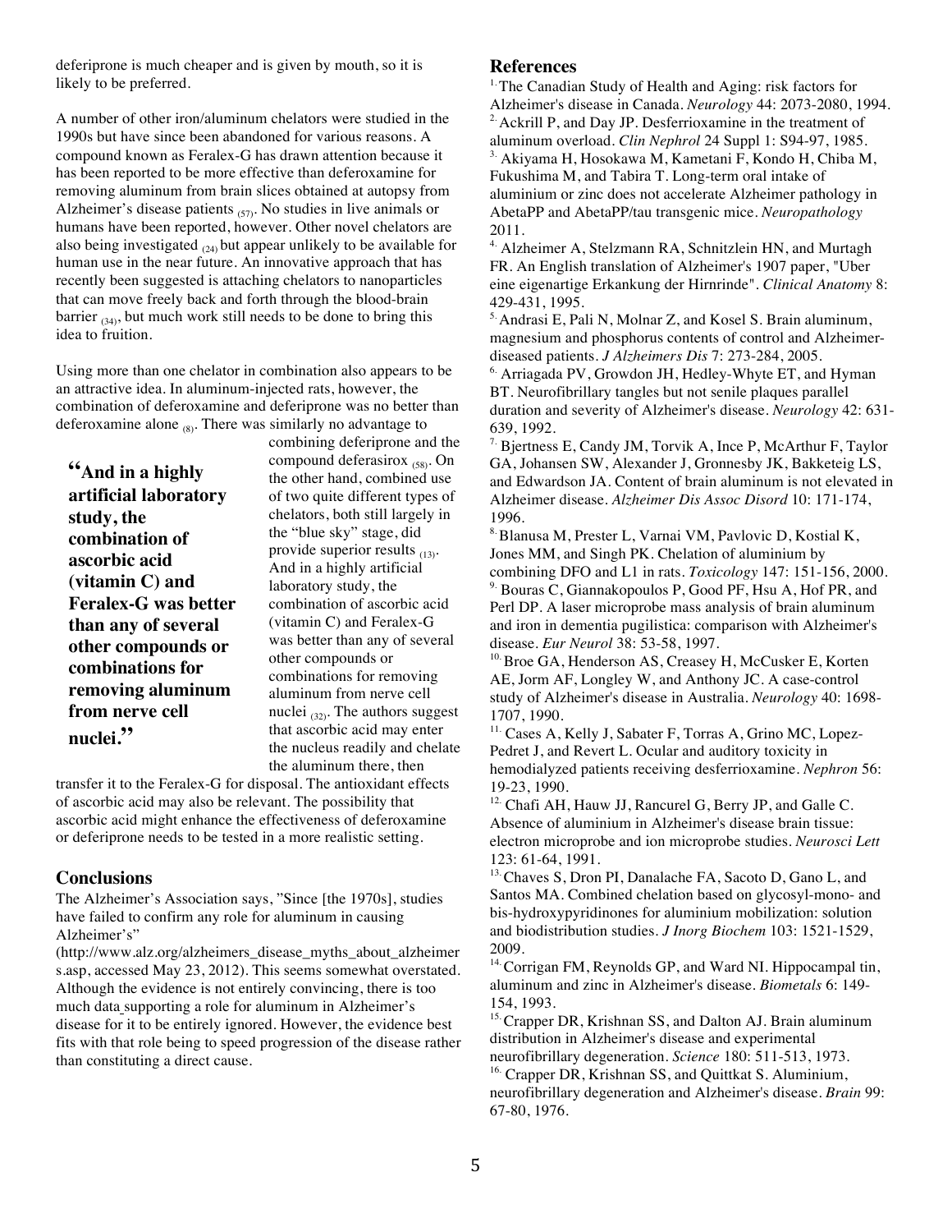deferiprone is much cheaper and is given by mouth, so it is likely to be preferred.

A number of other iron/aluminum chelators were studied in the 1990s but have since been abandoned for various reasons. A compound known as Feralex-G has drawn attention because it has been reported to be more effective than deferoxamine for removing aluminum from brain slices obtained at autopsy from Alzheimer's disease patients (57). No studies in live animals or humans have been reported, however. Other novel chelators are also being investigated (24) but appear unlikely to be available for human use in the near future. An innovative approach that has recently been suggested is attaching chelators to nanoparticles that can move freely back and forth through the blood-brain barrier (34), but much work still needs to be done to bring this idea to fruition.

Using more than one chelator in combination also appears to be an attractive idea. In aluminum-injected rats, however, the combination of deferoxamine and deferiprone was no better than deferoxamine alone (8). There was similarly no advantage to combining deferiprone and the compound deferasirox (58). On the other hand, combined use of two quite different types of chelators, both still largely in the "blue sky" stage, did provide superior results (13). And in a highly artificial laboratory study, the combination of ascorbic acid (vitamin C) and Feralex-G was better than any of several other compounds or combinations for removing aluminum from nerve cell nuclei (32). The authors suggest that ascorbic acid may enter the nucleus readily and chelate the aluminum there, then transfer it to the Feralex-G for disposal. The antioxidant effects of ascorbic acid may also be relevant. The possibility that ascorbic acid might enhance the effectiveness of deferoxamine or deferiprone needs to be tested in a more realistic setting.

> **"And in a highly artificial laboratory study, the combination of ascorbic acid (vitamin C) and Feralex-G was better than any of several other compounds or combinations for removing aluminum from nerve cell nuclei."**

## Conclusions

The Alzheimer's Association says, "Since [the 1970s], studies have failed to confirm any role for aluminum in causing Alzheimer's" (http://www.alz.org/alzheimers_disease_myths_about_alzheimers.asp, accessed May 23, 2012). This seems somewhat overstated. Although the evidence is not entirely convincing, there is too much data supporting a role for aluminum in Alzheimer's disease for it to be entirely ignored. However, the evidence best fits with that role being to speed progression of the disease rather than constituting a direct cause.

## References

1. The Canadian Study of Health and Aging: risk factors for Alzheimer's disease in Canada. *Neurology* 44: 2073-2080, 1994.
2. Ackrill P, and Day JP. Desferrioxamine in the treatment of aluminum overload. *Clin Nephrol* 24 Suppl 1: S94-97, 1985.
3. Akiyama H, Hosokawa M, Kametani F, Kondo H, Chiba M, Fukushima M, and Tabira T. Long-term oral intake of aluminium or zinc does not accelerate Alzheimer pathology in AbetaPP and AbetaPP/tau transgenic mice. *Neuropathology* 2011.
4. Alzheimer A, Stelzmann RA, Schnitzlein HN, and Murtagh FR. An English translation of Alzheimer's 1907 paper, "Uber eine eigenartige Erkankung der Hirnrinde". *Clinical Anatomy* 8: 429-431, 1995.
5. Andrasi E, Pali N, Molnar Z, and Kosel S. Brain aluminum, magnesium and phosphorus contents of control and Alzheimer-diseased patients. *J Alzheimers Dis* 7: 273-284, 2005.
6. Arriagada PV, Growdon JH, Hedley-Whyte ET, and Hyman BT. Neurofibrillary tangles but not senile plaques parallel duration and severity of Alzheimer's disease. *Neurology* 42: 631-639, 1992.
7. Bjertness E, Candy JM, Torvik A, Ince P, McArthur F, Taylor GA, Johansen SW, Alexander J, Gronnesby JK, Bakketeig LS, and Edwardson JA. Content of brain aluminum is not elevated in Alzheimer disease. *Alzheimer Dis Assoc Disord* 10: 171-174, 1996.
8. Blanusa M, Prester L, Varnai VM, Pavlovic D, Kostial K, Jones MM, and Singh PK. Chelation of aluminium by combining DFO and L1 in rats. *Toxicology* 147: 151-156, 2000.
9. Bouras C, Giannakopoulos P, Good PF, Hsu A, Hof PR, and Perl DP. A laser microprobe mass analysis of brain aluminum and iron in dementia pugilistica: comparison with Alzheimer's disease. *Eur Neurol* 38: 53-58, 1997.
10. Broe GA, Henderson AS, Creasey H, McCusker E, Korten AE, Jorm AF, Longley W, and Anthony JC. A case-control study of Alzheimer's disease in Australia. *Neurology* 40: 1698-1707, 1990.
11. Cases A, Kelly J, Sabater F, Torras A, Grino MC, Lopez-Pedret J, and Revert L. Ocular and auditory toxicity in hemodialyzed patients receiving desferrioxamine. *Nephron* 56: 19-23, 1990.
12. Chafi AH, Hauw JJ, Rancurel G, Berry JP, and Galle C. Absence of aluminium in Alzheimer's disease brain tissue: electron microprobe and ion microprobe studies. *Neurosci Lett* 123: 61-64, 1991.
13. Chaves S, Dron PI, Danalache FA, Sacoto D, Gano L, and Santos MA. Combined chelation based on glycosyl-mono- and bis-hydroxypyridinones for aluminium mobilization: solution and biodistribution studies. *J Inorg Biochem* 103: 1521-1529, 2009.
14. Corrigan FM, Reynolds GP, and Ward NI. Hippocampal tin, aluminum and zinc in Alzheimer's disease. *Biometals* 6: 149-154, 1993.
15. Crapper DR, Krishnan SS, and Dalton AJ. Brain aluminum distribution in Alzheimer's disease and experimental neurofibrillary degeneration. *Science* 180: 511-513, 1973.
16. Crapper DR, Krishnan SS, and Quittkat S. Aluminium, neurofibrillary degeneration and Alzheimer's disease. *Brain* 99: 67-80, 1976.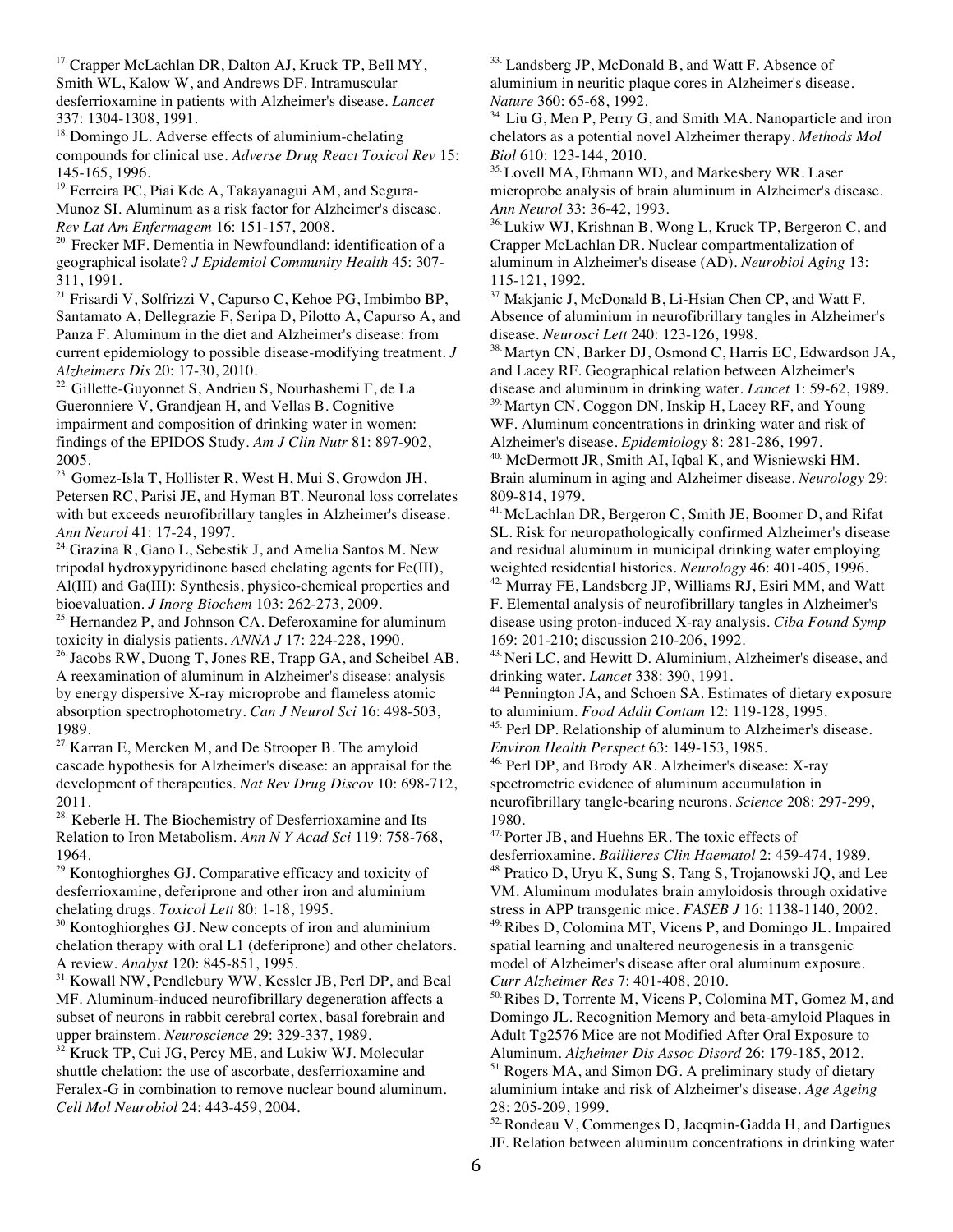17. Crapper McLachlan DR, Dalton AJ, Kruck TP, Bell MY, Smith WL, Kalow W, and Andrews DF. Intramuscular desferrioxamine in patients with Alzheimer's disease. *Lancet* 337: 1304-1308, 1991.

18. Domingo JL. Adverse effects of aluminium-chelating compounds for clinical use. *Adverse Drug React Toxicol Rev* 15: 145-165, 1996.

19. Ferreira PC, Piai Kde A, Takayanagui AM, and Segura-Munoz SI. Aluminum as a risk factor for Alzheimer's disease. *Rev Lat Am Enfermagem* 16: 151-157, 2008.

20. Frecker MF. Dementia in Newfoundland: identification of a geographical isolate? *J Epidemiol Community Health* 45: 307-311, 1991.

21. Frisardi V, Solfrizzi V, Capurso C, Kehoe PG, Imbimbo BP, Santamato A, Dellegrazie F, Seripa D, Pilotto A, Capurso A, and Panza F. Aluminum in the diet and Alzheimer's disease: from current epidemiology to possible disease-modifying treatment. *J Alzheimers Dis* 20: 17-30, 2010.

22. Gillette-Guyonnet S, Andrieu S, Nourhashemi F, de La Gueronniere V, Grandjean H, and Vellas B. Cognitive impairment and composition of drinking water in women: findings of the EPIDOS Study. *Am J Clin Nutr* 81: 897-902, 2005.

23. Gomez-Isla T, Hollister R, West H, Mui S, Growdon JH, Petersen RC, Parisi JE, and Hyman BT. Neuronal loss correlates with but exceeds neurofibrillary tangles in Alzheimer's disease. *Ann Neurol* 41: 17-24, 1997.

24. Grazina R, Gano L, Sebestik J, and Amelia Santos M. New tripodal hydroxypyridinone based chelating agents for Fe(III), Al(III) and Ga(III): Synthesis, physico-chemical properties and bioevaluation. *J Inorg Biochem* 103: 262-273, 2009.

25. Hernandez P, and Johnson CA. Deferoxamine for aluminum toxicity in dialysis patients. *ANNA J* 17: 224-228, 1990.

26. Jacobs RW, Duong T, Jones RE, Trapp GA, and Scheibel AB. A reexamination of aluminum in Alzheimer's disease: analysis by energy dispersive X-ray microprobe and flameless atomic absorption spectrophotometry. *Can J Neurol Sci* 16: 498-503, 1989.

27. Karran E, Mercken M, and De Strooper B. The amyloid cascade hypothesis for Alzheimer's disease: an appraisal for the development of therapeutics. *Nat Rev Drug Discov* 10: 698-712, 2011.

28. Keberle H. The Biochemistry of Desferrioxamine and Its Relation to Iron Metabolism. *Ann N Y Acad Sci* 119: 758-768, 1964.

29. Kontoghiorghes GJ. Comparative efficacy and toxicity of desferrioxamine, deferiprone and other iron and aluminium chelating drugs. *Toxicol Lett* 80: 1-18, 1995.

30. Kontoghiorghes GJ. New concepts of iron and aluminium chelation therapy with oral L1 (deferiprone) and other chelators. A review. *Analyst* 120: 845-851, 1995.

31. Kowall NW, Pendlebury WW, Kessler JB, Perl DP, and Beal MF. Aluminum-induced neurofibrillary degeneration affects a subset of neurons in rabbit cerebral cortex, basal forebrain and upper brainstem. *Neuroscience* 29: 329-337, 1989.

32. Kruck TP, Cui JG, Percy ME, and Lukiw WJ. Molecular shuttle chelation: the use of ascorbate, desferrioxamine and Feralex-G in combination to remove nuclear bound aluminum. *Cell Mol Neurobiol* 24: 443-459, 2004.

33. Landsberg JP, McDonald B, and Watt F. Absence of aluminium in neuritic plaque cores in Alzheimer's disease. *Nature* 360: 65-68, 1992.

34. Liu G, Men P, Perry G, and Smith MA. Nanoparticle and iron chelators as a potential novel Alzheimer therapy. *Methods Mol Biol* 610: 123-144, 2010.

35. Lovell MA, Ehmann WD, and Markesbery WR. Laser microprobe analysis of brain aluminum in Alzheimer's disease. *Ann Neurol* 33: 36-42, 1993.

36. Lukiw WJ, Krishnan B, Wong L, Kruck TP, Bergeron C, and Crapper McLachlan DR. Nuclear compartmentalization of aluminum in Alzheimer's disease (AD). *Neurobiol Aging* 13: 115-121, 1992.

37. Makjanic J, McDonald B, Li-Hsian Chen CP, and Watt F. Absence of aluminium in neurofibrillary tangles in Alzheimer's disease. *Neurosci Lett* 240: 123-126, 1998.

38. Martyn CN, Barker DJ, Osmond C, Harris EC, Edwardson JA, and Lacey RF. Geographical relation between Alzheimer's disease and aluminum in drinking water. *Lancet* 1: 59-62, 1989.

39. Martyn CN, Coggon DN, Inskip H, Lacey RF, and Young WF. Aluminum concentrations in drinking water and risk of Alzheimer's disease. *Epidemiology* 8: 281-286, 1997.

40. McDermott JR, Smith AI, Iqbal K, and Wisniewski HM. Brain aluminum in aging and Alzheimer disease. *Neurology* 29: 809-814, 1979.

41. McLachlan DR, Bergeron C, Smith JE, Boomer D, and Rifat SL. Risk for neuropathologically confirmed Alzheimer's disease and residual aluminum in municipal drinking water employing weighted residential histories. *Neurology* 46: 401-405, 1996.

42. Murray FE, Landsberg JP, Williams RJ, Esiri MM, and Watt F. Elemental analysis of neurofibrillary tangles in Alzheimer's disease using proton-induced X-ray analysis. *Ciba Found Symp* 169: 201-210; discussion 210-206, 1992.

43. Neri LC, and Hewitt D. Aluminium, Alzheimer's disease, and drinking water. *Lancet* 338: 390, 1991.

44. Pennington JA, and Schoen SA. Estimates of dietary exposure to aluminium. *Food Addit Contam* 12: 119-128, 1995.

45. Perl DP. Relationship of aluminum to Alzheimer's disease. *Environ Health Perspect* 63: 149-153, 1985.

46. Perl DP, and Brody AR. Alzheimer's disease: X-ray spectrometric evidence of aluminum accumulation in neurofibrillary tangle-bearing neurons. *Science* 208: 297-299, 1980.

47. Porter JB, and Huehns ER. The toxic effects of desferrioxamine. *Baillieres Clin Haematol* 2: 459-474, 1989.

48. Pratico D, Uryu K, Sung S, Tang S, Trojanowski JQ, and Lee VM. Aluminum modulates brain amyloidosis through oxidative stress in APP transgenic mice. *FASEB J* 16: 1138-1140, 2002.

49. Ribes D, Colomina MT, Vicens P, and Domingo JL. Impaired spatial learning and unaltered neurogenesis in a transgenic model of Alzheimer's disease after oral aluminum exposure. *Curr Alzheimer Res* 7: 401-408, 2010.

50. Ribes D, Torrente M, Vicens P, Colomina MT, Gomez M, and Domingo JL. Recognition Memory and beta-amyloid Plaques in Adult Tg2576 Mice are not Modified After Oral Exposure to Aluminum. *Alzheimer Dis Assoc Disord* 26: 179-185, 2012.

51. Rogers MA, and Simon DG. A preliminary study of dietary aluminium intake and risk of Alzheimer's disease. *Age Ageing* 28: 205-209, 1999.

52. Rondeau V, Commenges D, Jacqmin-Gadda H, and Dartigues JF. Relation between aluminum concentrations in drinking water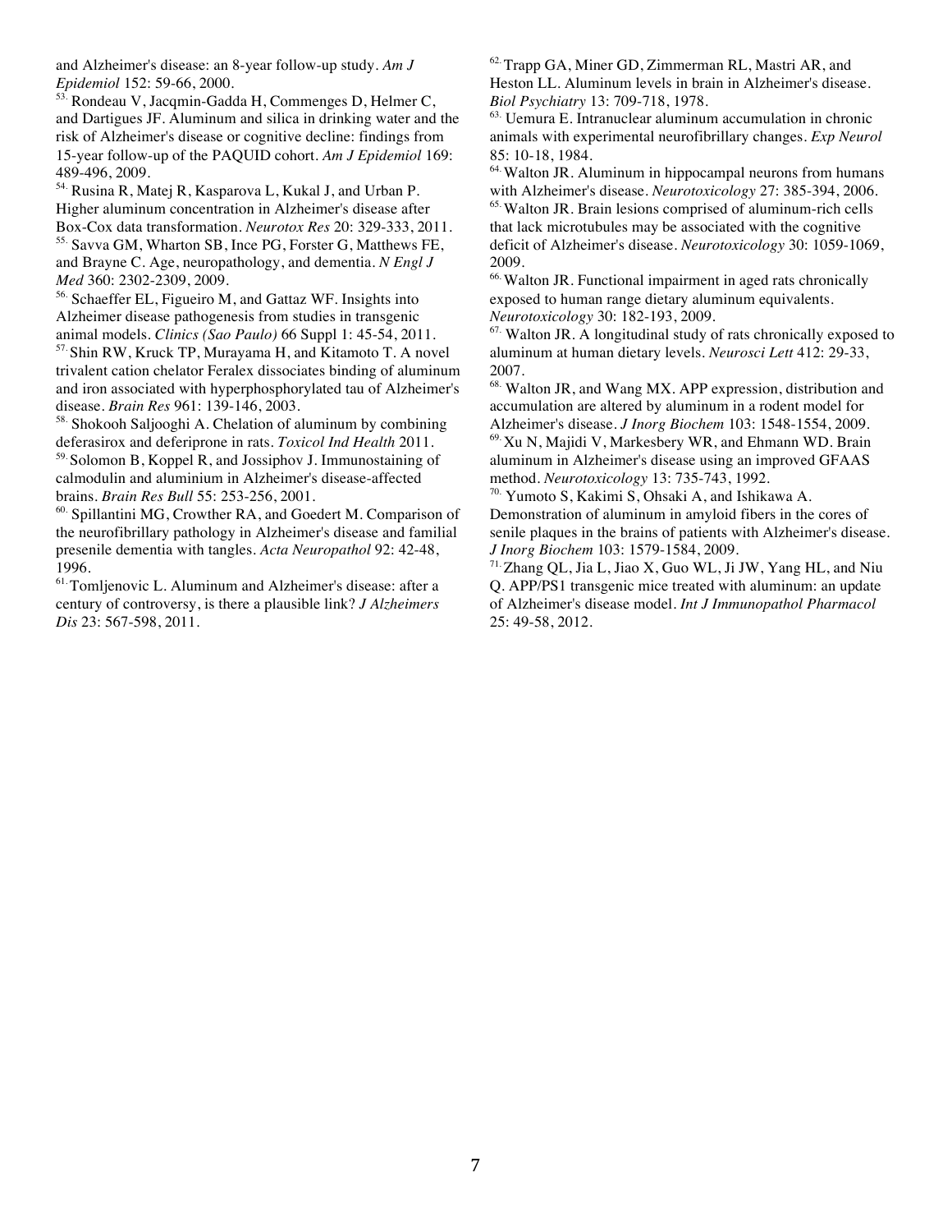and Alzheimer's disease: an 8-year follow-up study. *Am J Epidemiol* 152: 59-66, 2000.

53. Rondeau V, Jacqmin-Gadda H, Commenges D, Helmer C, and Dartigues JF. Aluminum and silica in drinking water and the risk of Alzheimer's disease or cognitive decline: findings from 15-year follow-up of the PAQUID cohort. *Am J Epidemiol* 169: 489-496, 2009.

54. Rusina R, Matej R, Kasparova L, Kukal J, and Urban P. Higher aluminum concentration in Alzheimer's disease after Box-Cox data transformation. *Neurotox Res* 20: 329-333, 2011.

55. Savva GM, Wharton SB, Ince PG, Forster G, Matthews FE, and Brayne C. Age, neuropathology, and dementia. *N Engl J Med* 360: 2302-2309, 2009.

56. Schaeffer EL, Figueiro M, and Gattaz WF. Insights into Alzheimer disease pathogenesis from studies in transgenic animal models. *Clinics (Sao Paulo)* 66 Suppl 1: 45-54, 2011.

57. Shin RW, Kruck TP, Murayama H, and Kitamoto T. A novel trivalent cation chelator Feralex dissociates binding of aluminum and iron associated with hyperphosphorylated tau of Alzheimer's disease. *Brain Res* 961: 139-146, 2003.

58. Shokooh Saljooghi A. Chelation of aluminum by combining deferasirox and deferiprone in rats. *Toxicol Ind Health* 2011.

59. Solomon B, Koppel R, and Jossiphov J. Immunostaining of calmodulin and aluminium in Alzheimer's disease-affected brains. *Brain Res Bull* 55: 253-256, 2001.

60. Spillantini MG, Crowther RA, and Goedert M. Comparison of the neurofibrillary pathology in Alzheimer's disease and familial presenile dementia with tangles. *Acta Neuropathol* 92: 42-48, 1996.

61. Tomljenovic L. Aluminum and Alzheimer's disease: after a century of controversy, is there a plausible link? *J Alzheimers Dis* 23: 567-598, 2011.

62. Trapp GA, Miner GD, Zimmerman RL, Mastri AR, and Heston LL. Aluminum levels in brain in Alzheimer's disease. *Biol Psychiatry* 13: 709-718, 1978.

63. Uemura E. Intranuclear aluminum accumulation in chronic animals with experimental neurofibrillary changes. *Exp Neurol* 85: 10-18, 1984.

64. Walton JR. Aluminum in hippocampal neurons from humans with Alzheimer's disease. *Neurotoxicology* 27: 385-394, 2006.

65. Walton JR. Brain lesions comprised of aluminum-rich cells that lack microtubules may be associated with the cognitive deficit of Alzheimer's disease. *Neurotoxicology* 30: 1059-1069, 2009.

66. Walton JR. Functional impairment in aged rats chronically exposed to human range dietary aluminum equivalents. *Neurotoxicology* 30: 182-193, 2009.

67. Walton JR. A longitudinal study of rats chronically exposed to aluminum at human dietary levels. *Neurosci Lett* 412: 29-33, 2007.

68. Walton JR, and Wang MX. APP expression, distribution and accumulation are altered by aluminum in a rodent model for Alzheimer's disease. *J Inorg Biochem* 103: 1548-1554, 2009.

69. Xu N, Majidi V, Markesbery WR, and Ehmann WD. Brain aluminum in Alzheimer's disease using an improved GFAAS method. *Neurotoxicology* 13: 735-743, 1992.

70. Yumoto S, Kakimi S, Ohsaki A, and Ishikawa A. Demonstration of aluminum in amyloid fibers in the cores of senile plaques in the brains of patients with Alzheimer's disease. *J Inorg Biochem* 103: 1579-1584, 2009.

71. Zhang QL, Jia L, Jiao X, Guo WL, Ji JW, Yang HL, and Niu Q. APP/PS1 transgenic mice treated with aluminum: an update of Alzheimer's disease model. *Int J Immunopathol Pharmacol* 25: 49-58, 2012.